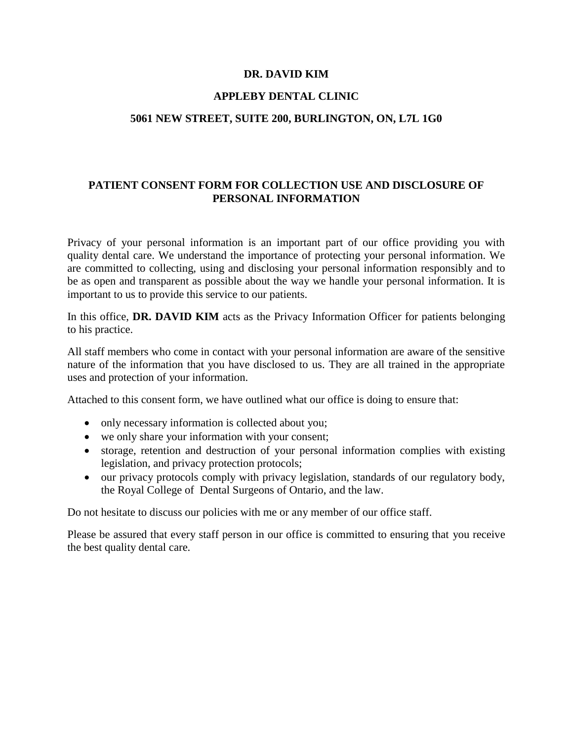**DR. DAVID KIM**

**APPLEBY DENTAL CLINIC**

**5061 NEW STREET, SUITE 200, BURLINGTON, ON, L7L 1G0**

# PATIENT CONSENT FORM FOR COLLECTION USE AND DISCLOSURE OF PERSONAL INFORMATION

Privacy of your personal information is an important part of our office providing you with quality dental care. We understand the importance of protecting your personal information. We are committed to collecting, using and disclosing your personal information responsibly and to be as open and transparent as possible about the way we handle your personal information. It is important to us to provide this service to our patients.

In this office, **DR. DAVID KIM** acts as the Privacy Information Officer for patients belonging to his practice.

All staff members who come in contact with your personal information are aware of the sensitive nature of the information that you have disclosed to us. They are all trained in the appropriate uses and protection of your information.

Attached to this consent form, we have outlined what our office is doing to ensure that:

- only necessary information is collected about you;
- we only share your information with your consent;
- storage, retention and destruction of your personal information complies with existing legislation, and privacy protection protocols;
- our privacy protocols comply with privacy legislation, standards of our regulatory body, the Royal College of Dental Surgeons of Ontario, and the law.

Do not hesitate to discuss our policies with me or any member of our office staff.

Please be assured that every staff person in our office is committed to ensuring that you receive the best quality dental care.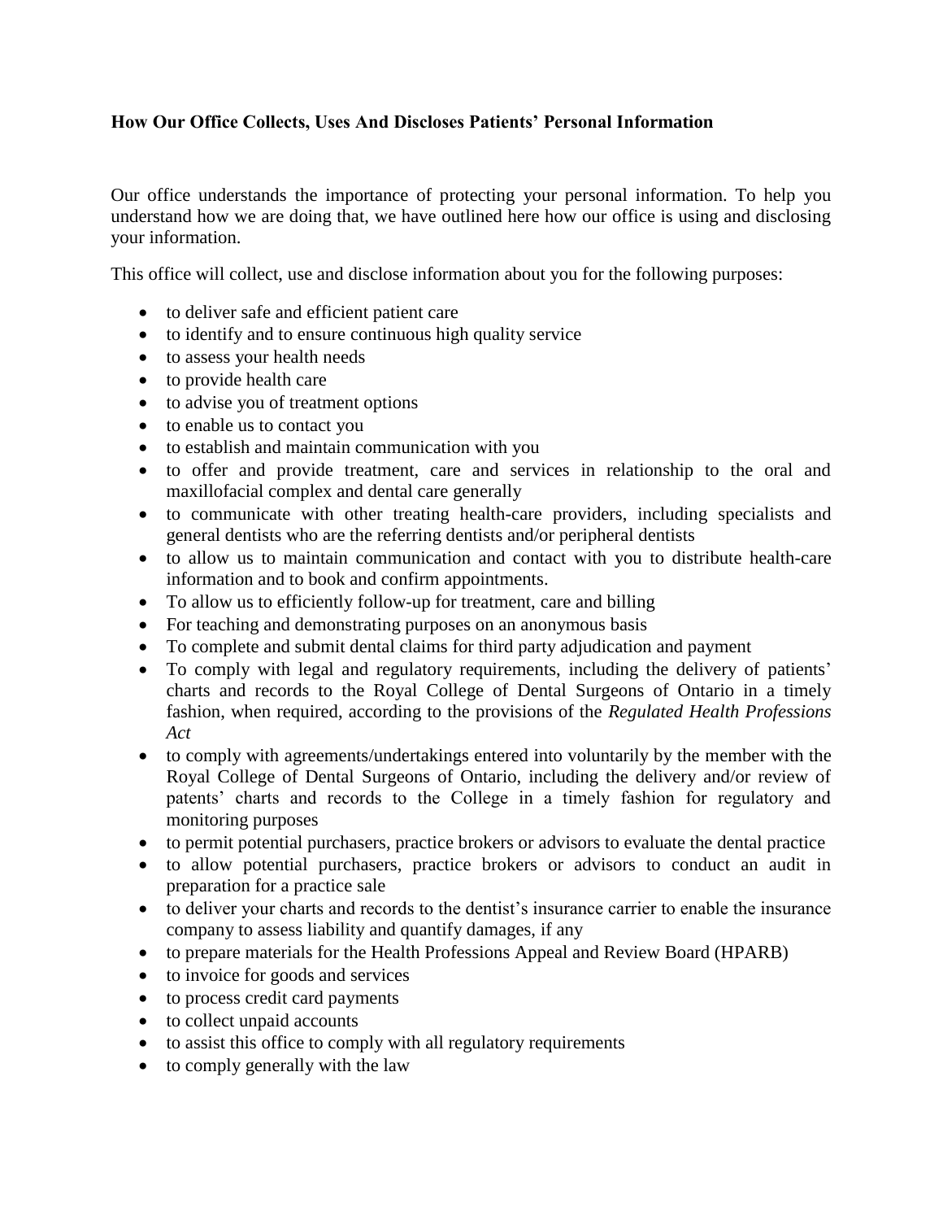**How Our Office Collects, Uses And Discloses Patients' Personal Information**

Our office understands the importance of protecting your personal information. To help you understand how we are doing that, we have outlined here how our office is using and disclosing your information.

This office will collect, use and disclose information about you for the following purposes:

- to deliver safe and efficient patient care
- to identify and to ensure continuous high quality service
- to assess your health needs
- to provide health care
- to advise you of treatment options
- to enable us to contact you
- to establish and maintain communication with you
- to offer and provide treatment, care and services in relationship to the oral and maxillofacial complex and dental care generally
- to communicate with other treating health-care providers, including specialists and general dentists who are the referring dentists and/or peripheral dentists
- to allow us to maintain communication and contact with you to distribute health-care information and to book and confirm appointments.
- To allow us to efficiently follow-up for treatment, care and billing
- For teaching and demonstrating purposes on an anonymous basis
- To complete and submit dental claims for third party adjudication and payment
- To comply with legal and regulatory requirements, including the delivery of patients' charts and records to the Royal College of Dental Surgeons of Ontario in a timely fashion, when required, according to the provisions of the *Regulated Health Professions Act*
- to comply with agreements/undertakings entered into voluntarily by the member with the Royal College of Dental Surgeons of Ontario, including the delivery and/or review of patents' charts and records to the College in a timely fashion for regulatory and monitoring purposes
- to permit potential purchasers, practice brokers or advisors to evaluate the dental practice
- to allow potential purchasers, practice brokers or advisors to conduct an audit in preparation for a practice sale
- to deliver your charts and records to the dentist's insurance carrier to enable the insurance company to assess liability and quantify damages, if any
- to prepare materials for the Health Professions Appeal and Review Board (HPARB)
- to invoice for goods and services
- to process credit card payments
- to collect unpaid accounts
- to assist this office to comply with all regulatory requirements
- to comply generally with the law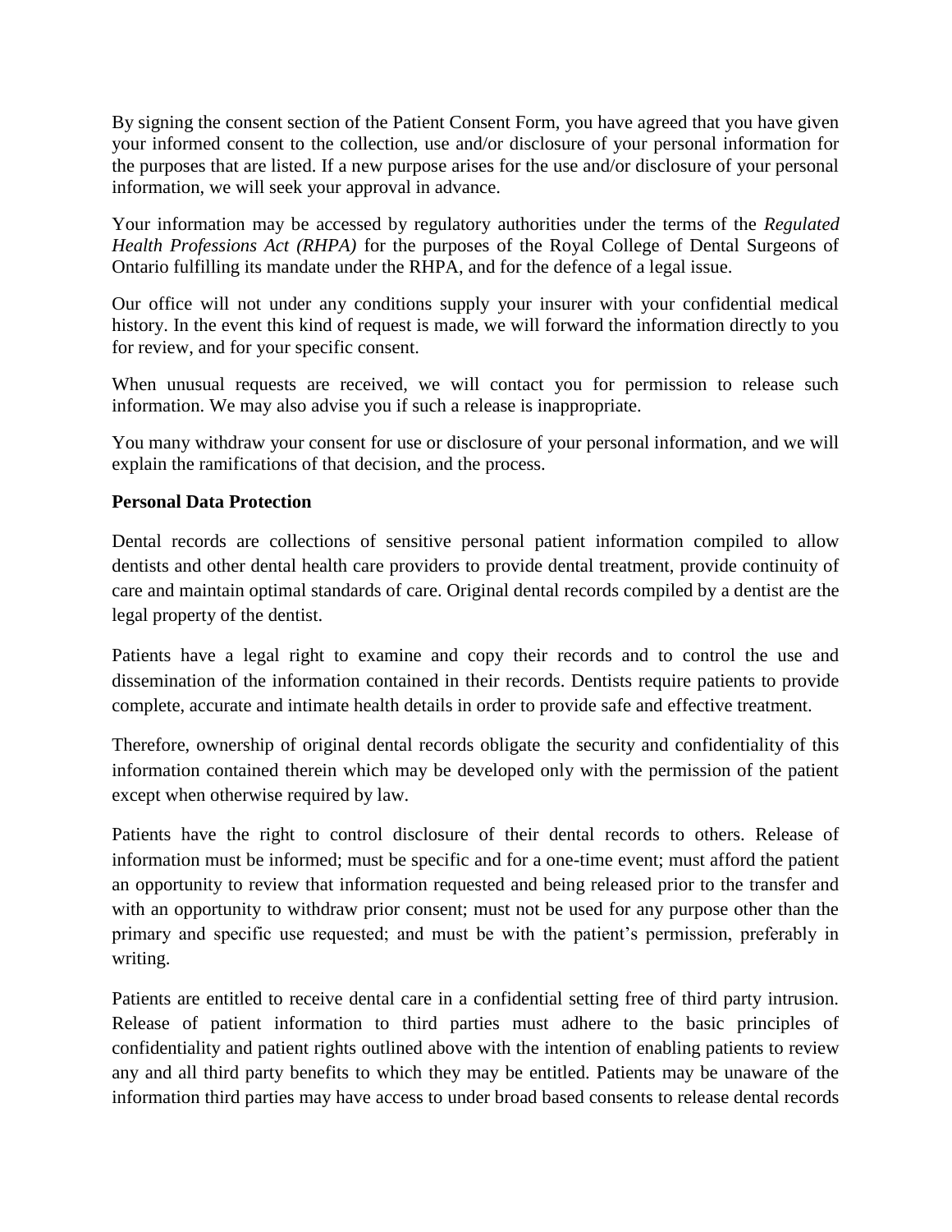By signing the consent section of the Patient Consent Form, you have agreed that you have given your informed consent to the collection, use and/or disclosure of your personal information for the purposes that are listed. If a new purpose arises for the use and/or disclosure of your personal information, we will seek your approval in advance.

Your information may be accessed by regulatory authorities under the terms of the *Regulated Health Professions Act (RHPA)* for the purposes of the Royal College of Dental Surgeons of Ontario fulfilling its mandate under the RHPA, and for the defence of a legal issue.

Our office will not under any conditions supply your insurer with your confidential medical history. In the event this kind of request is made, we will forward the information directly to you for review, and for your specific consent.

When unusual requests are received, we will contact you for permission to release such information. We may also advise you if such a release is inappropriate.

You many withdraw your consent for use or disclosure of your personal information, and we will explain the ramifications of that decision, and the process.

**Personal Data Protection**

Dental records are collections of sensitive personal patient information compiled to allow dentists and other dental health care providers to provide dental treatment, provide continuity of care and maintain optimal standards of care. Original dental records compiled by a dentist are the legal property of the dentist.

Patients have a legal right to examine and copy their records and to control the use and dissemination of the information contained in their records. Dentists require patients to provide complete, accurate and intimate health details in order to provide safe and effective treatment.

Therefore, ownership of original dental records obligate the security and confidentiality of this information contained therein which may be developed only with the permission of the patient except when otherwise required by law.

Patients have the right to control disclosure of their dental records to others. Release of information must be informed; must be specific and for a one-time event; must afford the patient an opportunity to review that information requested and being released prior to the transfer and with an opportunity to withdraw prior consent; must not be used for any purpose other than the primary and specific use requested; and must be with the patient's permission, preferably in writing.

Patients are entitled to receive dental care in a confidential setting free of third party intrusion. Release of patient information to third parties must adhere to the basic principles of confidentiality and patient rights outlined above with the intention of enabling patients to review any and all third party benefits to which they may be entitled. Patients may be unaware of the information third parties may have access to under broad based consents to release dental records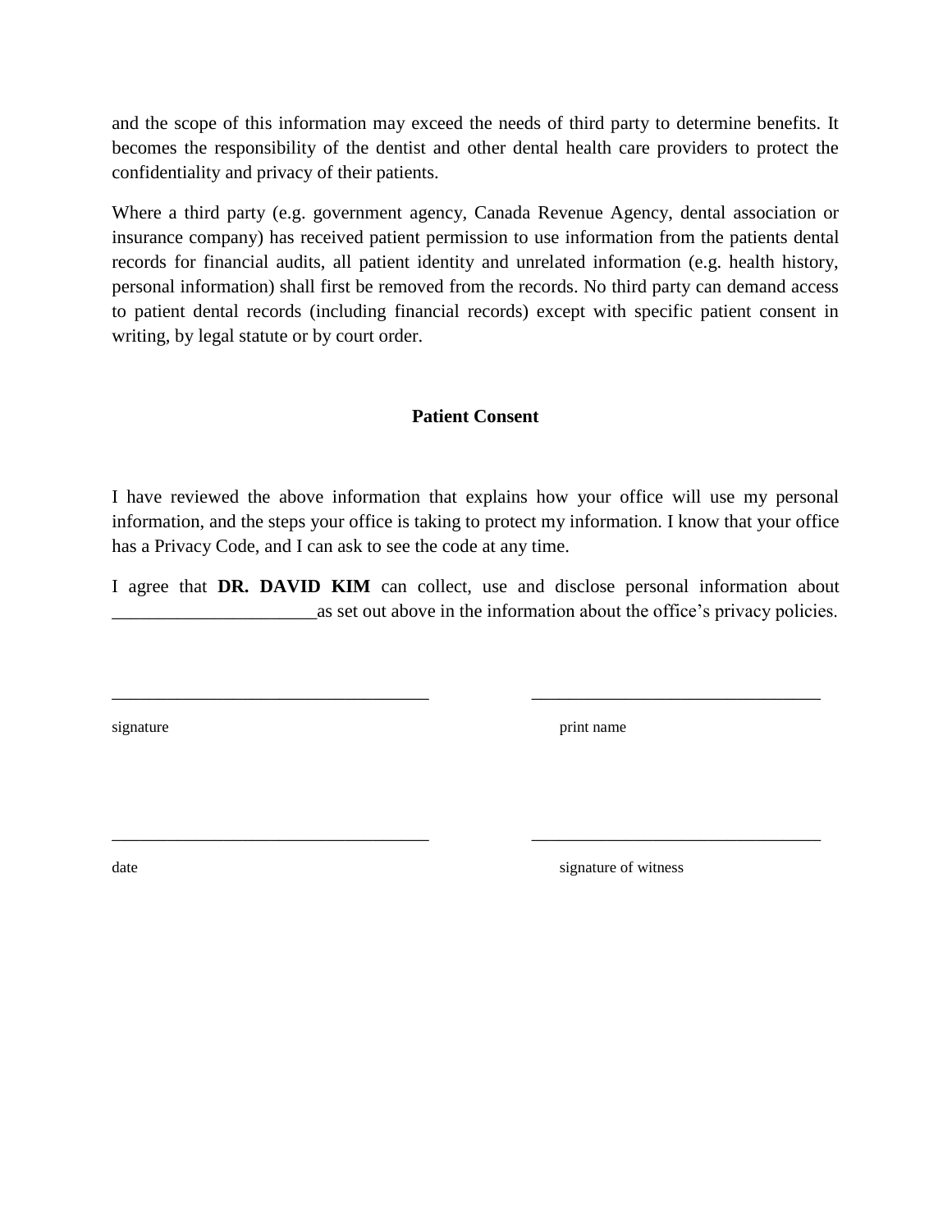and the scope of this information may exceed the needs of third party to determine benefits. It becomes the responsibility of the dentist and other dental health care providers to protect the confidentiality and privacy of their patients.

Where a third party (e.g. government agency, Canada Revenue Agency, dental association or insurance company) has received patient permission to use information from the patients dental records for financial audits, all patient identity and unrelated information (e.g. health history, personal information) shall first be removed from the records. No third party can demand access to patient dental records (including financial records) except with specific patient consent in writing, by legal statute or by court order.

## Patient Consent

I have reviewed the above information that explains how your office will use my personal information, and the steps your office is taking to protect my information. I know that your office has a Privacy Code, and I can ask to see the code at any time.

I agree that **DR. DAVID KIM** can collect, use and disclose personal information about ______________________as set out above in the information about the office's privacy policies.

___________________________________ ________________________________

signature print name

___________________________________ ________________________________

date signature of witness